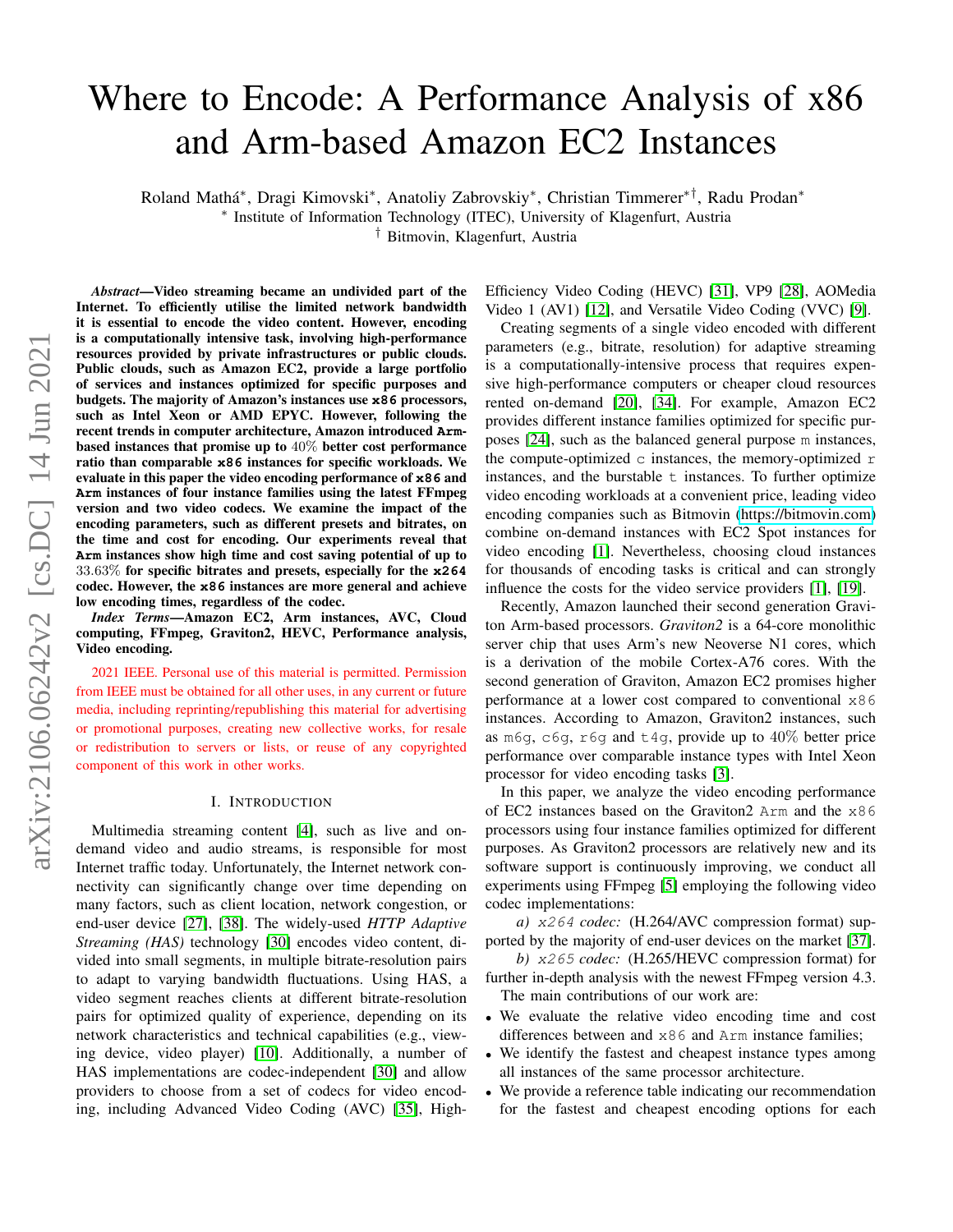# Where to Encode: A Performance Analysis of x86 and Arm-based Amazon EC2 Instances

Roland Mathá*, Dragi Kimovski*, Anatoliy Zabrovskiy*, Christian Timmerer*†, Radu Prodan*

\* Institute of Information Technology (ITEC), University of Klagenfurt, Austria

† Bitmovin, Klagenfurt, Austria

***Abstract*—Video streaming became an undivided part of the Internet. To efficiently utilise the limited network bandwidth it is essential to encode the video content. However, encoding is a computationally intensive task, involving high-performance resources provided by private infrastructures or public clouds. Public clouds, such as Amazon EC2, provide a large portfolio of services and instances optimized for specific purposes and budgets. The majority of Amazon's instances use `x86` processors, such as Intel Xeon or AMD EPYC. However, following the recent trends in computer architecture, Amazon introduced `Arm`-based instances that promise up to 40% better cost performance ratio than comparable `x86` instances for specific workloads. We evaluate in this paper the video encoding performance of `x86` and `Arm` instances of four instance families using the latest FFmpeg version and two video codecs. We examine the impact of the encoding parameters, such as different presets and bitrates, on the time and cost for encoding. Our experiments reveal that `Arm` instances show high time and cost saving potential of up to 33.63% for specific bitrates and presets, especially for the `x264` codec. However, the `x86` instances are more general and achieve low encoding times, regardless of the codec.**

***Index Terms*—Amazon EC2, Arm instances, AVC, Cloud computing, FFmpeg, Graviton2, HEVC, Performance analysis, Video encoding.**

2021 IEEE. Personal use of this material is permitted. Permission from IEEE must be obtained for all other uses, in any current or future media, including reprinting/republishing this material for advertising or promotional purposes, creating new collective works, for resale or redistribution to servers or lists, or reuse of any copyrighted component of this work in other works.

## I. Introduction

Multimedia streaming content [4], such as live and on-demand video and audio streams, is responsible for most Internet traffic today. Unfortunately, the Internet network connectivity can significantly change over time depending on many factors, such as client location, network congestion, or end-user device [27], [38]. The widely-used *HTTP Adaptive Streaming (HAS)* technology [30] encodes video content, divided into small segments, in multiple bitrate-resolution pairs to adapt to varying bandwidth fluctuations. Using HAS, a video segment reaches clients at different bitrate-resolution pairs for optimized quality of experience, depending on its network characteristics and technical capabilities (e.g., viewing device, video player) [10]. Additionally, a number of HAS implementations are codec-independent [30] and allow providers to choose from a set of codecs for video encoding, including Advanced Video Coding (AVC) [35], High-Efficiency Video Coding (HEVC) [31], VP9 [28], AOMedia Video 1 (AV1) [12], and Versatile Video Coding (VVC) [9].

Creating segments of a single video encoded with different parameters (e.g., bitrate, resolution) for adaptive streaming is a computationally-intensive process that requires expensive high-performance computers or cheaper cloud resources rented on-demand [20], [34]. For example, Amazon EC2 provides different instance families optimized for specific purposes [24], such as the balanced general purpose `m` instances, the compute-optimized `c` instances, the memory-optimized `r` instances, and the burstable `t` instances. To further optimize video encoding workloads at a convenient price, leading video encoding companies such as Bitmovin (https://bitmovin.com) combine on-demand instances with EC2 Spot instances for video encoding [1]. Nevertheless, choosing cloud instances for thousands of encoding tasks is critical and can strongly influence the costs for the video service providers [1], [19].

Recently, Amazon launched their second generation Graviton Arm-based processors. *Graviton2* is a 64-core monolithic server chip that uses Arm's new Neoverse N1 cores, which is a derivation of the mobile Cortex-A76 cores. With the second generation of Graviton, Amazon EC2 promises higher performance at a lower cost compared to conventional `x86` instances. According to Amazon, Graviton2 instances, such as `m6g`, `c6g`, `r6g` and `t4g`, provide up to 40% better price performance over comparable instance types with Intel Xeon processor for video encoding tasks [3].

In this paper, we analyze the video encoding performance of EC2 instances based on the Graviton2 `Arm` and the `x86` processors using four instance families optimized for different purposes. As Graviton2 processors are relatively new and its software support is continuously improving, we conduct all experiments using FFmpeg [5] employing the following video codec implementations:

*a) `x264` codec:* (H.264/AVC compression format) supported by the majority of end-user devices on the market [37].

*b) `x265` codec:* (H.265/HEVC compression format) for further in-depth analysis with the newest FFmpeg version 4.3.

The main contributions of our work are:

- We evaluate the relative video encoding time and cost differences between and `x86` and `Arm` instance families;
- We identify the fastest and cheapest instance types among all instances of the same processor architecture.
- We provide a reference table indicating our recommendation for the fastest and cheapest encoding options for each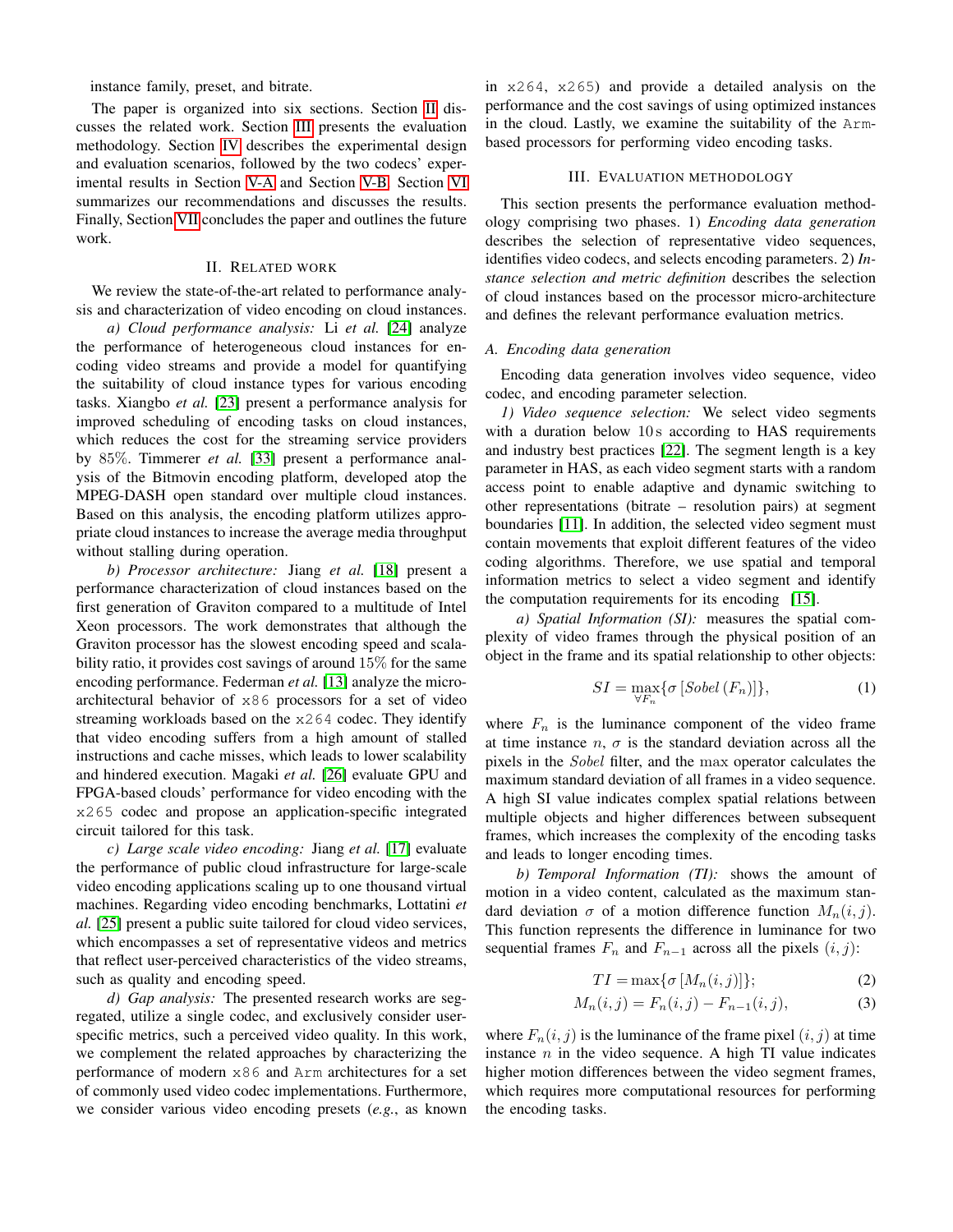instance family, preset, and bitrate.

The paper is organized into six sections. Section II discusses the related work. Section III presents the evaluation methodology. Section IV describes the experimental design and evaluation scenarios, followed by the two codecs' experimental results in Section V-A and Section V-B. Section VI summarizes our recommendations and discusses the results. Finally, Section VII concludes the paper and outlines the future work.

## II. Related work

We review the state-of-the-art related to performance analysis and characterization of video encoding on cloud instances.

*a) Cloud performance analysis:* Li *et al.* [24] analyze the performance of heterogeneous cloud instances for encoding video streams and provide a model for quantifying the suitability of cloud instance types for various encoding tasks. Xiangbo *et al.* [23] present a performance analysis for improved scheduling of encoding tasks on cloud instances, which reduces the cost for the streaming service providers by 85%. Timmerer *et al.* [33] present a performance analysis of the Bitmovin encoding platform, developed atop the MPEG-DASH open standard over multiple cloud instances. Based on this analysis, the encoding platform utilizes appropriate cloud instances to increase the average media throughput without stalling during operation.

*b) Processor architecture:* Jiang *et al.* [18] present a performance characterization of cloud instances based on the first generation of Graviton compared to a multitude of Intel Xeon processors. The work demonstrates that although the Graviton processor has the slowest encoding speed and scalability ratio, it provides cost savings of around 15% for the same encoding performance. Federman *et al.* [13] analyze the micro-architectural behavior of `x86` processors for a set of video streaming workloads based on the `x264` codec. They identify that video encoding suffers from a high amount of stalled instructions and cache misses, which leads to lower scalability and hindered execution. Magaki *et al.* [26] evaluate GPU and FPGA-based clouds' performance for video encoding with the `x265` codec and propose an application-specific integrated circuit tailored for this task.

*c) Large scale video encoding:* Jiang *et al.* [17] evaluate the performance of public cloud infrastructure for large-scale video encoding applications scaling up to one thousand virtual machines. Regarding video encoding benchmarks, Lottatini *et al.* [25] present a public suite tailored for cloud video services, which encompasses a set of representative videos and metrics that reflect user-perceived characteristics of the video streams, such as quality and encoding speed.

*d) Gap analysis:* The presented research works are segregated, utilize a single codec, and exclusively consider user-specific metrics, such a perceived video quality. In this work, we complement the related approaches by characterizing the performance of modern `x86` and `Arm` architectures for a set of commonly used video codec implementations. Furthermore, we consider various video encoding presets (*e.g.*, as known in `x264`, `x265`) and provide a detailed analysis on the performance and the cost savings of using optimized instances in the cloud. Lastly, we examine the suitability of the `Arm`-based processors for performing video encoding tasks.

## III. Evaluation methodology

This section presents the performance evaluation methodology comprising two phases. 1) *Encoding data generation* describes the selection of representative video sequences, identifies video codecs, and selects encoding parameters. 2) *Instance selection and metric definition* describes the selection of cloud instances based on the processor micro-architecture and defines the relevant performance evaluation metrics.

### A. Encoding data generation

Encoding data generation involves video sequence, video codec, and encoding parameter selection.

*1) Video sequence selection:* We select video segments with a duration below 10 s according to HAS requirements and industry best practices [22]. The segment length is a key parameter in HAS, as each video segment starts with a random access point to enable adaptive and dynamic switching to other representations (bitrate – resolution pairs) at segment boundaries [11]. In addition, the selected video segment must contain movements that exploit different features of the video coding algorithms. Therefore, we use spatial and temporal information metrics to select a video segment and identify the computation requirements for its encoding [15].

*a) Spatial Information (SI):* measures the spatial complexity of video frames through the physical position of an object in the frame and its spatial relationship to other objects:

$$SI = \max_{\forall F_n}\{\sigma\left[Sobel\left(F_n\right)\right]\}, \tag{1}$$

where $F_n$ is the luminance component of the video frame at time instance $n$, $\sigma$ is the standard deviation across all the pixels in the $Sobel$ filter, and the $\max$ operator calculates the maximum standard deviation of all frames in a video sequence. A high SI value indicates complex spatial relations between multiple objects and higher differences between subsequent frames, which increases the complexity of the encoding tasks and leads to longer encoding times.

*b) Temporal Information (TI):* shows the amount of motion in a video content, calculated as the maximum standard deviation $\sigma$ of a motion difference function $M_n(i,j)$. This function represents the difference in luminance for two sequential frames $F_n$ and $F_{n-1}$ across all the pixels $(i,j)$:

$$TI = \max\{\sigma\left[M_n(i,j)\right]\}; \tag{2}$$

$$M_n(i,j) = F_n(i,j) - F_{n-1}(i,j), \tag{3}$$

where $F_n(i,j)$ is the luminance of the frame pixel $(i,j)$ at time instance $n$ in the video sequence. A high TI value indicates higher motion differences between the video segment frames, which requires more computational resources for performing the encoding tasks.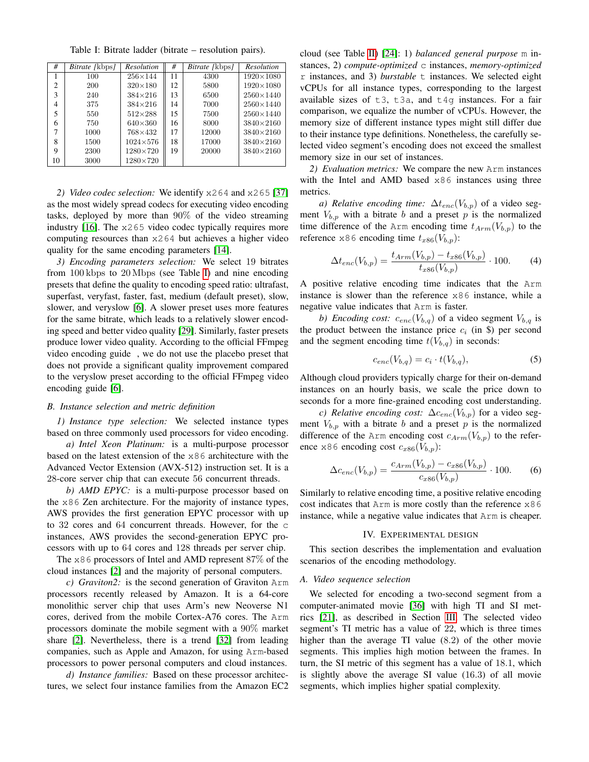Table I: Bitrate ladder (bitrate – resolution pairs).

| # | Bitrate [kbps] | Resolution | # | Bitrate [kbps] | Resolution |
|---|---|---|---|---|---|
| 1 | 100 | 256×144 | 11 | 4300 | 1920×1080 |
| 2 | 200 | 320×180 | 12 | 5800 | 1920×1080 |
| 3 | 240 | 384×216 | 13 | 6500 | 2560×1440 |
| 4 | 375 | 384×216 | 14 | 7000 | 2560×1440 |
| 5 | 550 | 512×288 | 15 | 7500 | 2560×1440 |
| 6 | 750 | 640×360 | 16 | 8000 | 3840×2160 |
| 7 | 1000 | 768×432 | 17 | 12000 | 3840×2160 |
| 8 | 1500 | 1024×576 | 18 | 17000 | 3840×2160 |
| 9 | 2300 | 1280×720 | 19 | 20000 | 3840×2160 |
| 10 | 3000 | 1280×720 | | | |

*2) Video codec selection:* We identify `x264` and `x265` [37] as the most widely spread codecs for executing video encoding tasks, deployed by more than 90% of the video streaming industry [16]. The `x265` video codec typically requires more computing resources than `x264` but achieves a higher video quality for the same encoding parameters [14].

*3) Encoding parameters selection:* We select 19 bitrates from 100 kbps to 20 Mbps (see Table I) and nine encoding presets that define the quality to encoding speed ratio: ultrafast, superfast, veryfast, faster, fast, medium (default preset), slow, slower, and veryslow [6]. A slower preset uses more features for the same bitrate, which leads to a relatively slower encoding speed and better video quality [29]. Similarly, faster presets produce lower video quality. According to the official FFmpeg video encoding guide , we do not use the placebo preset that does not provide a significant quality improvement compared to the veryslow preset according to the official FFmpeg video encoding guide [6].

### B. Instance selection and metric definition

*1) Instance type selection:* We selected instance types based on three commonly used processors for video encoding.

*a) Intel Xeon Platinum:* is a multi-purpose processor based on the latest extension of the `x86` architecture with the Advanced Vector Extension (AVX-512) instruction set. It is a 28-core server chip that can execute 56 concurrent threads.

*b) AMD EPYC:* is a multi-purpose processor based on the `x86` Zen architecture. For the majority of instance types, AWS provides the first generation EPYC processor with up to 32 cores and 64 concurrent threads. However, for the `c` instances, AWS provides the second-generation EPYC processors with up to 64 cores and 128 threads per server chip.

The `x86` processors of Intel and AMD represent 87% of the cloud instances [2] and the majority of personal computers.

*c) Graviton2:* is the second generation of Graviton `Arm` processors recently released by Amazon. It is a 64-core monolithic server chip that uses Arm's new Neoverse N1 cores, derived from the mobile Cortex-A76 cores. The `Arm` processors dominate the mobile segment with a 90% market share [2]. Nevertheless, there is a trend [32] from leading companies, such as Apple and Amazon, for using `Arm`-based processors to power personal computers and cloud instances.

*d) Instance families:* Based on these processor architectures, we select four instance families from the Amazon EC2 cloud (see Table II) [24]: 1) *balanced general purpose* `m` instances, 2) *compute-optimized* `c` instances, *memory-optimized* `r` instances, and 3) *burstable* `t` instances. We selected eight vCPUs for all instance types, corresponding to the largest available sizes of `t3`, `t3a`, and `t4g` instances. For a fair comparison, we equalize the number of vCPUs. However, the memory size of different instance types might still differ due to their instance type definitions. Nonetheless, the carefully selected video segment's encoding does not exceed the smallest memory size in our set of instances.

*2) Evaluation metrics:* We compare the new `Arm` instances with the Intel and AMD based `x86` instances using three metrics.

*a) Relative encoding time:* $\Delta t_{enc}(V_{b,p})$ of a video segment $V_{b,p}$ with a bitrate $b$ and a preset $p$ is the normalized time difference of the `Arm` encoding time $t_{Arm}(V_{b,p})$ to the reference `x86` encoding time $t_{x86}(V_{b,p})$:

$$\Delta t_{enc}(V_{b,p}) = \frac{t_{Arm}(V_{b,p}) - t_{x86}(V_{b,p})}{t_{x86}(V_{b,p})} \cdot 100. \tag{4}$$

A positive relative encoding time indicates that the `Arm` instance is slower than the reference `x86` instance, while a negative value indicates that `Arm` is faster.

*b) Encoding cost:* $c_{enc}(V_{b,q})$ of a video segment $V_{b,q}$ is the product between the instance price $c_i$ (in \$) per second and the segment encoding time $t(V_{b,q})$ in seconds:

$$c_{enc}(V_{b,q}) = c_i \cdot t(V_{b,q}), \tag{5}$$

Although cloud providers typically charge for their on-demand instances on an hourly basis, we scale the price down to seconds for a more fine-grained encoding cost understanding.

*c) Relative encoding cost:* $\Delta c_{enc}(V_{b,p})$ for a video segment $V_{b,p}$ with a bitrate $b$ and a preset $p$ is the normalized difference of the `Arm` encoding cost $c_{Arm}(V_{b,p})$ to the reference `x86` encoding cost $c_{x86}(V_{b,p})$:

$$\Delta c_{enc}(V_{b,p}) = \frac{c_{Arm}(V_{b,p}) - c_{x86}(V_{b,p})}{c_{x86}(V_{b,p})} \cdot 100. \tag{6}$$

Similarly to relative encoding time, a positive relative encoding cost indicates that `Arm` is more costly than the reference `x86` instance, while a negative value indicates that `Arm` is cheaper.

## IV. Experimental Design

This section describes the implementation and evaluation scenarios of the encoding methodology.

### A. Video sequence selection

We selected for encoding a two-second segment from a computer-animated movie [36] with high TI and SI metrics [21], as described in Section III. The selected video segment's TI metric has a value of 22, which is three times higher than the average TI value (8.2) of the other movie segments. This implies high motion between the frames. In turn, the SI metric of this segment has a value of 18.1, which is slightly above the average SI value (16.3) of all movie segments, which implies higher spatial complexity.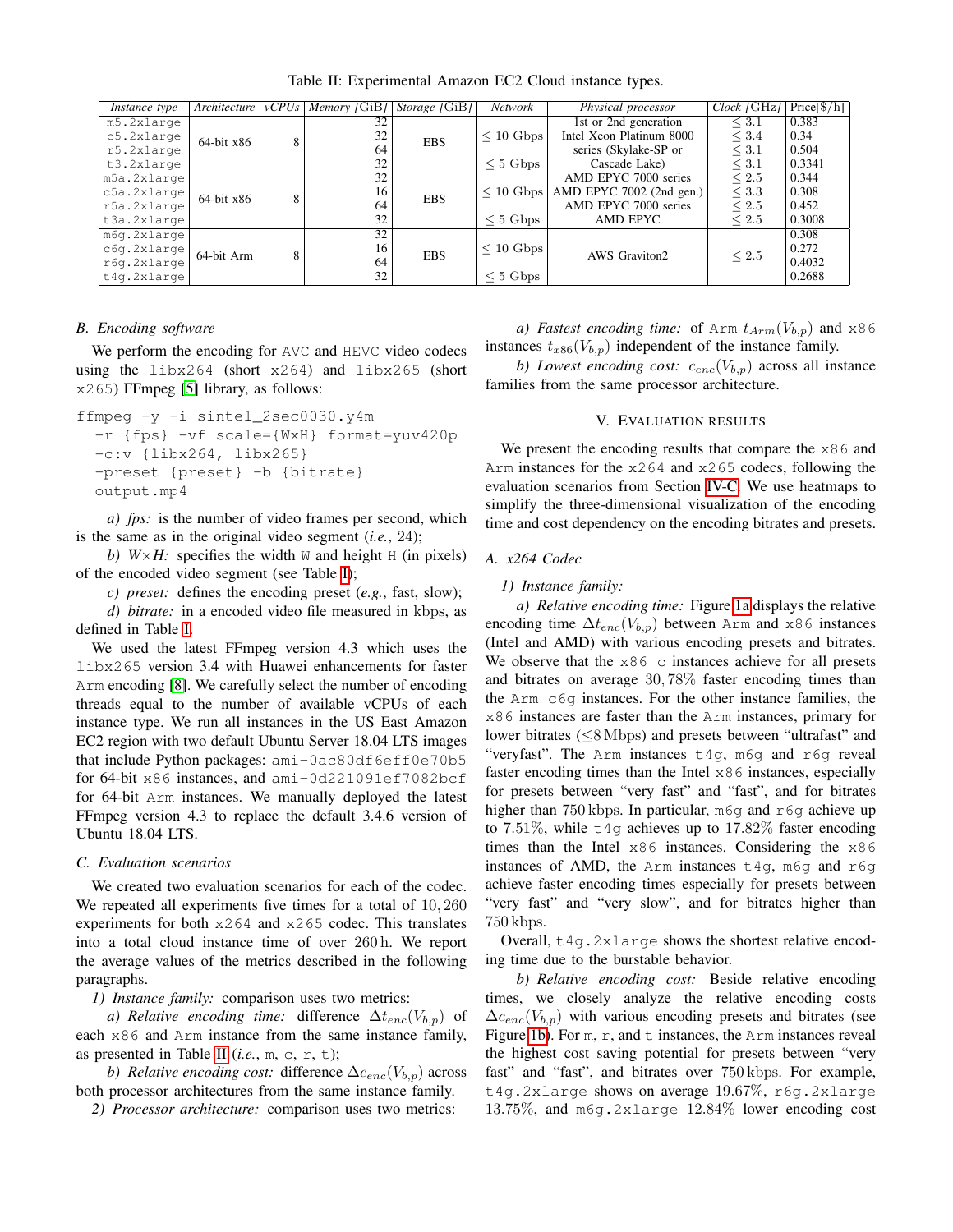Table II: Experimental Amazon EC2 Cloud instance types.

| *Instance type* | *Architecture* | *vCPUs* | *Memory [GiB]* | *Storage [GiB]* | *Network* | *Physical processor* | *Clock [GHz]* | Price[$/h] |
|---|---|---|---|---|---|---|---|---|
| m5.2xlarge | 64-bit x86 | 8 | 32 | EBS | $\leq$ 10 Gbps | 1st or 2nd generation | $\leq$ 3.1 | 0.383 |
| c5.2xlarge | | | 32 | | | Intel Xeon Platinum 8000 | $\leq$ 3.4 | 0.34 |
| r5.2xlarge | | | 64 | | | series (Skylake-SP or | $\leq$ 3.1 | 0.504 |
| t3.2xlarge | | | 32 | | $\leq$ 5 Gbps | Cascade Lake) | $\leq$ 3.1 | 0.3341 |
| m5a.2xlarge | 64-bit x86 | 8 | 32 | EBS | $\leq$ 10 Gbps | AMD EPYC 7000 series | $\leq$ 2.5 | 0.344 |
| c5a.2xlarge | | | 16 | | | AMD EPYC 7002 (2nd gen.) | $\leq$ 3.3 | 0.308 |
| r5a.2xlarge | | | 64 | | | AMD EPYC 7000 series | $\leq$ 2.5 | 0.452 |
| t3a.2xlarge | | | 32 | | $\leq$ 5 Gbps | AMD EPYC | $\leq$ 2.5 | 0.3008 |
| m6g.2xlarge | 64-bit Arm | 8 | 32 | EBS | $\leq$ 10 Gbps | AWS Graviton2 | $\leq$ 2.5 | 0.308 |
| c6g.2xlarge | | | 16 | | | | | 0.272 |
| r6g.2xlarge | | | 64 | | | | | 0.4032 |
| t4g.2xlarge | | | 32 | | $\leq$ 5 Gbps | | | 0.2688 |

### B. Encoding software

We perform the encoding for AVC and HEVC video codecs using the libx264 (short x264) and libx265 (short x265) FFmpeg [5] library, as follows:

```
ffmpeg -y -i sintel_2sec0030.y4m
  -r {fps} -vf scale={WxH} format=yuv420p
  -c:v {libx264, libx265}
  -preset {preset} -b {bitrate}
  output.mp4
```

*a) fps:* is the number of video frames per second, which is the same as in the original video segment (*i.e.*, 24);

*b) W×H:* specifies the width W and height H (in pixels) of the encoded video segment (see Table I);

*c) preset:* defines the encoding preset (*e.g.*, fast, slow);

*d) bitrate:* in a encoded video file measured in kbps, as defined in Table I.

We used the latest FFmpeg version 4.3 which uses the libx265 version 3.4 with Huawei enhancements for faster Arm encoding [8]. We carefully select the number of encoding threads equal to the number of available vCPUs of each instance type. We run all instances in the US East Amazon EC2 region with two default Ubuntu Server 18.04 LTS images that include Python packages: ami-0ac80df6eff0e70b5 for 64-bit x86 instances, and ami-0d221091ef7082bcf for 64-bit Arm instances. We manually deployed the latest FFmpeg version 4.3 to replace the default 3.4.6 version of Ubuntu 18.04 LTS.

### C. Evaluation scenarios

We created two evaluation scenarios for each of the codec. We repeated all experiments five times for a total of 10,260 experiments for both x264 and x265 codec. This translates into a total cloud instance time of over 260 h. We report the average values of the metrics described in the following paragraphs.

*1) Instance family:* comparison uses two metrics:

*a) Relative encoding time:* difference $\Delta t_{enc}(V_{b,p})$ of each x86 and Arm instance from the same instance family, as presented in Table II (*i.e.*, m, c, r, t);

*b) Relative encoding cost:* difference $\Delta c_{enc}(V_{b,p})$ across both processor architectures from the same instance family.

*2) Processor architecture:* comparison uses two metrics:

*a) Fastest encoding time:* of Arm $t_{Arm}(V_{b,p})$ and x86 instances $t_{x86}(V_{b,p})$ independent of the instance family.

*b) Lowest encoding cost:* $c_{enc}(V_{b,p})$ across all instance families from the same processor architecture.

## V. Evaluation results

We present the encoding results that compare the x86 and Arm instances for the x264 and x265 codecs, following the evaluation scenarios from Section IV-C. We use heatmaps to simplify the three-dimensional visualization of the encoding time and cost dependency on the encoding bitrates and presets.

### A. x264 Codec

*1) Instance family:*

*a) Relative encoding time:* Figure 1a displays the relative encoding time $\Delta t_{enc}(V_{b,p})$ between Arm and x86 instances (Intel and AMD) with various encoding presets and bitrates. We observe that the x86 c instances achieve for all presets and bitrates on average 30,78% faster encoding times than the Arm c6g instances. For the other instance families, the x86 instances are faster than the Arm instances, primary for lower bitrates (≤8 Mbps) and presets between "ultrafast" and "veryfast". The Arm instances t4g, m6g and r6g reveal faster encoding times than the Intel x86 instances, especially for presets between "very fast" and "fast", and for bitrates higher than 750 kbps. In particular, m6g and r6g achieve up to 7.51%, while t4g achieves up to 17.82% faster encoding times than the Intel x86 instances. Considering the x86 instances of AMD, the Arm instances t4g, m6g and r6g achieve faster encoding times especially for presets between "very fast" and "very slow", and for bitrates higher than 750 kbps.

Overall, t4g.2xlarge shows the shortest relative encoding time due to the burstable behavior.

*b) Relative encoding cost:* Beside relative encoding times, we closely analyze the relative encoding costs $\Delta c_{enc}(V_{b,p})$ with various encoding presets and bitrates (see Figure 1b). For m, r, and t instances, the Arm instances reveal the highest cost saving potential for presets between "very fast" and "fast", and bitrates over 750 kbps. For example, t4g.2xlarge shows on average 19.67%, r6g.2xlarge 13.75%, and m6g.2xlarge 12.84% lower encoding cost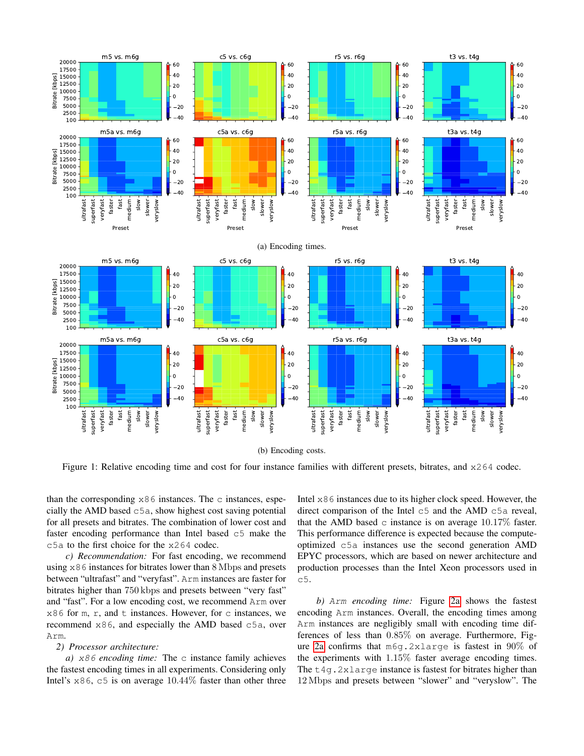(a) Encoding times.

(b) Encoding costs.

Figure 1: Relative encoding time and cost for four instance families with different presets, bitrates, and x264 codec.

than the corresponding x86 instances. The c instances, especially the AMD based c5a, show highest cost saving potential for all presets and bitrates. The combination of lower cost and faster encoding performance than Intel based c5 make the c5a to the first choice for the x264 codec.

*c) Recommendation:* For fast encoding, we recommend using x86 instances for bitrates lower than 8 Mbps and presets between "ultrafast" and "veryfast". Arm instances are faster for bitrates higher than 750 kbps and presets between "very fast" and "fast". For a low encoding cost, we recommend Arm over x86 for m, r, and t instances. However, for c instances, we recommend x86, and especially the AMD based c5a, over Arm.

*2) Processor architecture:*

*a) x86 encoding time:* The c instance family achieves the fastest encoding times in all experiments. Considering only Intel's x86, c5 is on average 10.44% faster than other three Intel x86 instances due to its higher clock speed. However, the direct comparison of the Intel c5 and the AMD c5a reveal, that the AMD based c instance is on average 10.17% faster. This performance difference is expected because the compute-optimized c5a instances use the second generation AMD EPYC processors, which are based on newer architecture and production processes than the Intel Xeon processors used in c5.

*b) Arm encoding time:* Figure 2a shows the fastest encoding Arm instances. Overall, the encoding times among Arm instances are negligibly small with encoding time differences of less than 0.85% on average. Furthermore, Figure 2a confirms that m6g.2xlarge is fastest in 90% of the experiments with 1.15% faster average encoding times. The t4g.2xlarge instance is fastest for bitrates higher than 12 Mbps and presets between "slower" and "veryslow". The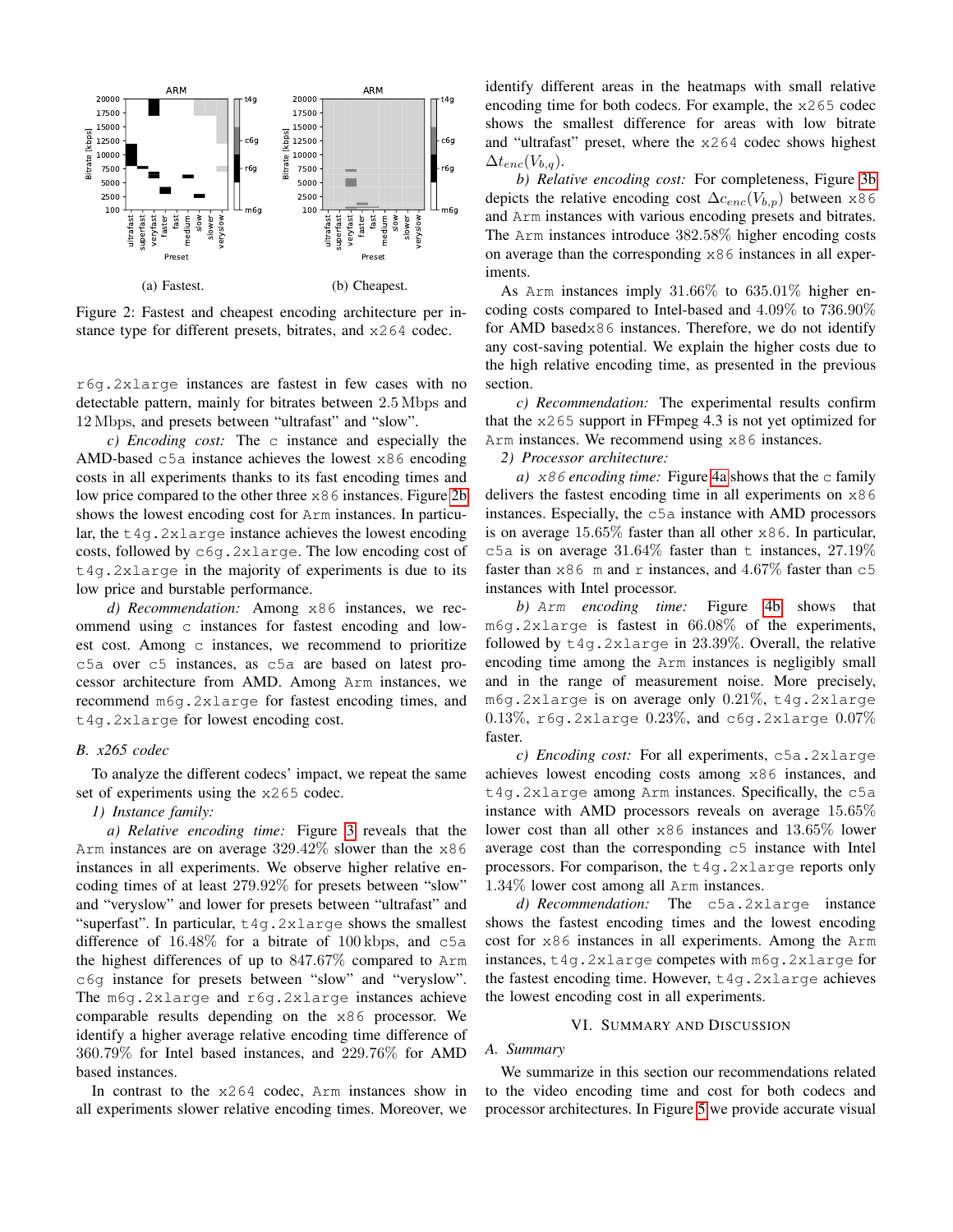(a) Fastest.

(b) Cheapest.

Figure 2: Fastest and cheapest encoding architecture per instance type for different presets, bitrates, and x264 codec.

r6g.2xlarge instances are fastest in few cases with no detectable pattern, mainly for bitrates between 2.5 Mbps and 12 Mbps, and presets between "ultrafast" and "slow".

*c) Encoding cost:* The c instance and especially the AMD-based c5a instance achieves the lowest x86 encoding costs in all experiments thanks to its fast encoding times and low price compared to the other three x86 instances. Figure 2b shows the lowest encoding cost for Arm instances. In particular, the t4g.2xlarge instance achieves the lowest encoding costs, followed by c6g.2xlarge. The low encoding cost of t4g.2xlarge in the majority of experiments is due to its low price and burstable performance.

*d) Recommendation:* Among x86 instances, we recommend using c instances for fastest encoding and lowest cost. Among c instances, we recommend to prioritize c5a over c5 instances, as c5a are based on latest processor architecture from AMD. Among Arm instances, we recommend m6g.2xlarge for fastest encoding times, and t4g.2xlarge for lowest encoding cost.

### B. x265 codec

To analyze the different codecs' impact, we repeat the same set of experiments using the x265 codec.

*1) Instance family:*

*a) Relative encoding time:* Figure 3 reveals that the Arm instances are on average 329.42% slower than the x86 instances in all experiments. We observe higher relative encoding times of at least 279.92% for presets between "slow" and "veryslow" and lower for presets between "ultrafast" and "superfast". In particular, t4g.2xlarge shows the smallest difference of 16.48% for a bitrate of 100 kbps, and c5a the highest differences of up to 847.67% compared to Arm c6g instance for presets between "slow" and "veryslow". The m6g.2xlarge and r6g.2xlarge instances achieve comparable results depending on the x86 processor. We identify a higher average relative encoding time difference of 360.79% for Intel based instances, and 229.76% for AMD based instances.

In contrast to the x264 codec, Arm instances show in all experiments slower relative encoding times. Moreover, we identify different areas in the heatmaps with small relative encoding time for both codecs. For example, the x265 codec shows the smallest difference for areas with low bitrate and "ultrafast" preset, where the x264 codec shows highest $\Delta t_{enc}(V_{b,q})$.

*b) Relative encoding cost:* For completeness, Figure 3b depicts the relative encoding cost $\Delta c_{enc}(V_{b,p})$ between x86 and Arm instances with various encoding presets and bitrates. The Arm instances introduce 382.58% higher encoding costs on average than the corresponding x86 instances in all experiments.

As Arm instances imply 31.66% to 635.01% higher encoding costs compared to Intel-based and 4.09% to 736.90% for AMD based x86 instances. Therefore, we do not identify any cost-saving potential. We explain the higher costs due to the high relative encoding time, as presented in the previous section.

*c) Recommendation:* The experimental results confirm that the x265 support in FFmpeg 4.3 is not yet optimized for Arm instances. We recommend using x86 instances.

*2) Processor architecture:*

*a) x86 encoding time:* Figure 4a shows that the c family delivers the fastest encoding time in all experiments on x86 instances. Especially, the c5a instance with AMD processors is on average 15.65% faster than all other x86. In particular, c5a is on average 31.64% faster than t instances, 27.19% faster than x86 m and r instances, and 4.67% faster than c5 instances with Intel processor.

*b) Arm encoding time:* Figure 4b shows that m6g.2xlarge is fastest in 66.08% of the experiments, followed by t4g.2xlarge in 23.39%. Overall, the relative encoding time among the Arm instances is negligibly small and in the range of measurement noise. More precisely, m6g.2xlarge is on average only 0.21%, t4g.2xlarge 0.13%, r6g.2xlarge 0.23%, and c6g.2xlarge 0.07% faster.

*c) Encoding cost:* For all experiments, c5a.2xlarge achieves lowest encoding costs among x86 instances, and t4g.2xlarge among Arm instances. Specifically, the c5a instance with AMD processors reveals on average 15.65% lower cost than all other x86 instances and 13.65% lower average cost than the corresponding c5 instance with Intel processors. For comparison, the t4g.2xlarge reports only 1.34% lower cost among all Arm instances.

*d) Recommendation:* The c5a.2xlarge instance shows the fastest encoding times and the lowest encoding cost for x86 instances in all experiments. Among the Arm instances, t4g.2xlarge competes with m6g.2xlarge for the fastest encoding time. However, t4g.2xlarge achieves the lowest encoding cost in all experiments.

## VI. Summary and Discussion

### A. Summary

We summarize in this section our recommendations related to the video encoding time and cost for both codecs and processor architectures. In Figure 5 we provide accurate visual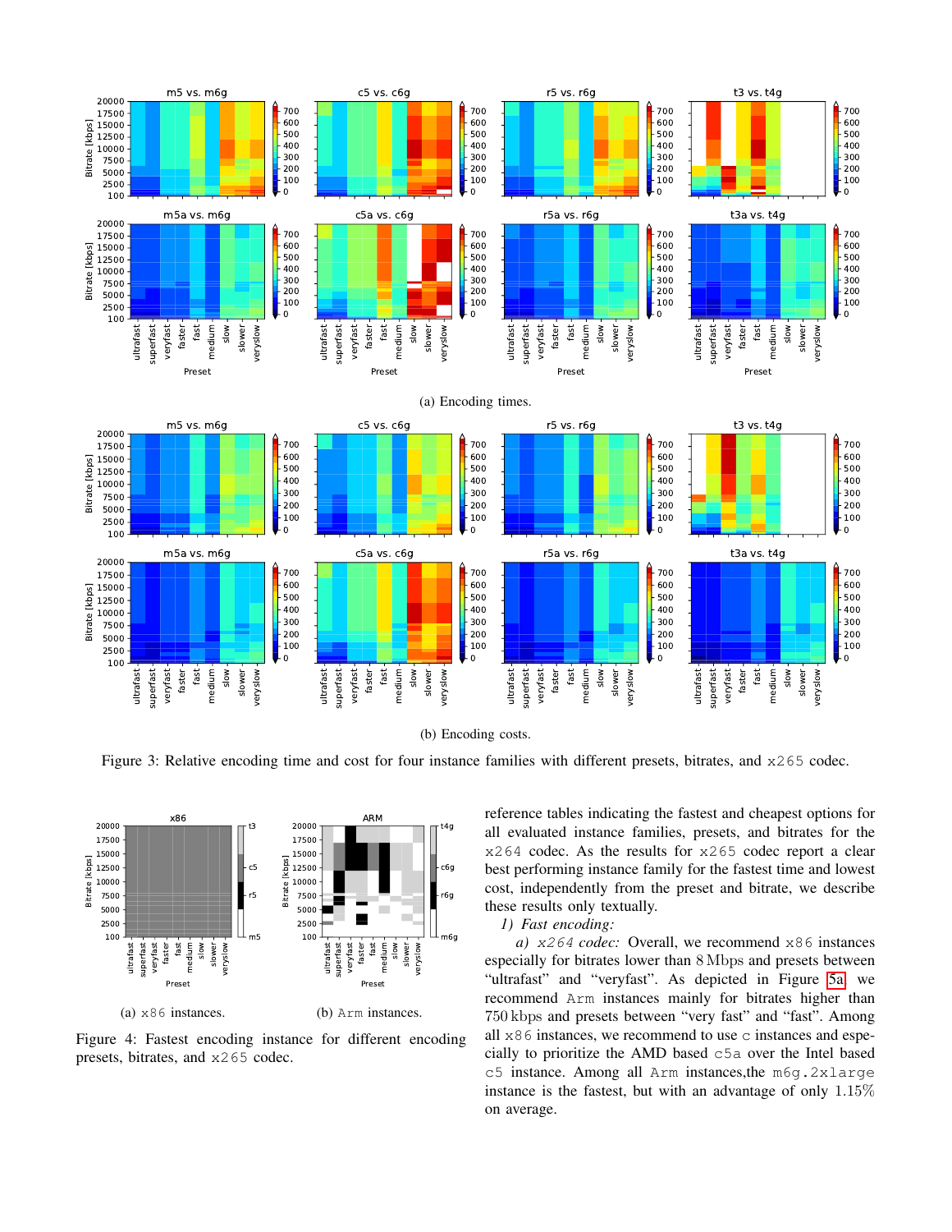(a) Encoding times.

(b) Encoding costs.

Figure 3: Relative encoding time and cost for four instance families with different presets, bitrates, and `x265` codec.

(a) `x86` instances.

(b) `Arm` instances.

Figure 4: Fastest encoding instance for different encoding presets, bitrates, and `x265` codec.

reference tables indicating the fastest and cheapest options for all evaluated instance families, presets, and bitrates for the `x264` codec. As the results for `x265` codec report a clear best performing instance family for the fastest time and lowest cost, independently from the preset and bitrate, we describe these results only textually.

*1) Fast encoding:*

*a) `x264` codec:* Overall, we recommend `x86` instances especially for bitrates lower than 8 Mbps and presets between "ultrafast" and "veryfast". As depicted in Figure 5a we recommend `Arm` instances mainly for bitrates higher than 750 kbps and presets between "very fast" and "fast". Among all `x86` instances, we recommend to use `c` instances and especially to prioritize the AMD based `c5a` over the Intel based `c5` instance. Among all `Arm` instances,the `m6g.2xlarge` instance is the fastest, but with an advantage of only 1.15% on average.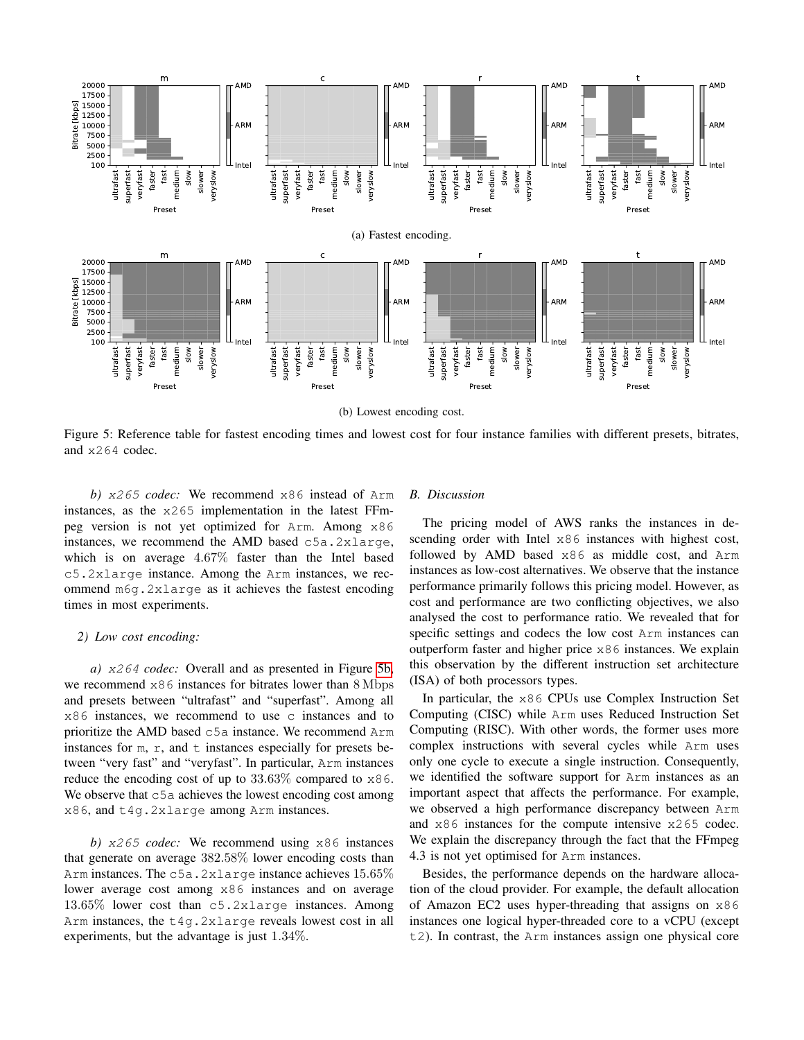(a) Fastest encoding.

(b) Lowest encoding cost.

Figure 5: Reference table for fastest encoding times and lowest cost for four instance families with different presets, bitrates, and x264 codec.

*b) x265 codec:* We recommend x86 instead of Arm instances, as the x265 implementation in the latest FFmpeg version is not yet optimized for Arm. Among x86 instances, we recommend the AMD based c5a.2xlarge, which is on average $4.67\%$ faster than the Intel based c5.2xlarge instance. Among the Arm instances, we recommend m6g.2xlarge as it achieves the fastest encoding times in most experiments.

*2) Low cost encoding:*

*a) x264 codec:* Overall and as presented in Figure 5b, we recommend x86 instances for bitrates lower than $8\,\mathrm{Mbps}$ and presets between "ultrafast" and "superfast". Among all x86 instances, we recommend to use c instances and to prioritize the AMD based c5a instance. We recommend Arm instances for m, r, and t instances especially for presets between "very fast" and "veryfast". In particular, Arm instances reduce the encoding cost of up to $33.63\%$ compared to x86. We observe that c5a achieves the lowest encoding cost among x86, and t4g.2xlarge among Arm instances.

*b) x265 codec:* We recommend using x86 instances that generate on average $382.58\%$ lower encoding costs than Arm instances. The c5a.2xlarge instance achieves $15.65\%$ lower average cost among x86 instances and on average $13.65\%$ lower cost than c5.2xlarge instances. Among Arm instances, the t4g.2xlarge reveals lowest cost in all experiments, but the advantage is just $1.34\%$.

### B. Discussion

The pricing model of AWS ranks the instances in descending order with Intel x86 instances with highest cost, followed by AMD based x86 as middle cost, and Arm instances as low-cost alternatives. We observe that the instance performance primarily follows this pricing model. However, as cost and performance are two conflicting objectives, we also analysed the cost to performance ratio. We revealed that for specific settings and codecs the low cost Arm instances can outperform faster and higher price x86 instances. We explain this observation by the different instruction set architecture (ISA) of both processors types.

In particular, the x86 CPUs use Complex Instruction Set Computing (CISC) while Arm uses Reduced Instruction Set Computing (RISC). With other words, the former uses more complex instructions with several cycles while Arm uses only one cycle to execute a single instruction. Consequently, we identified the software support for Arm instances as an important aspect that affects the performance. For example, we observed a high performance discrepancy between Arm and x86 instances for the compute intensive x265 codec. We explain the discrepancy through the fact that the FFmpeg 4.3 is not yet optimised for Arm instances.

Besides, the performance depends on the hardware allocation of the cloud provider. For example, the default allocation of Amazon EC2 uses hyper-threading that assigns on x86 instances one logical hyper-threaded core to a vCPU (except t2). In contrast, the Arm instances assign one physical core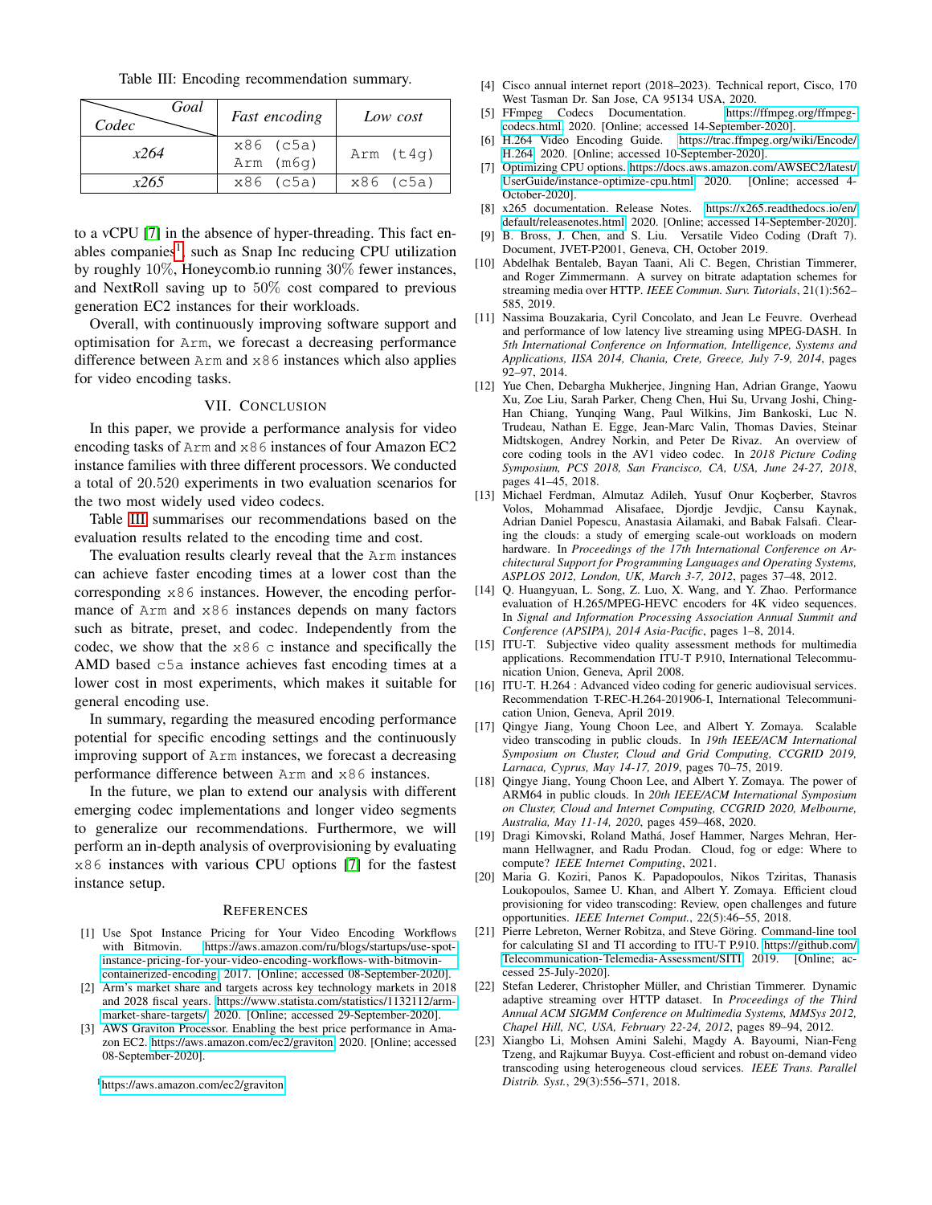Table III: Encoding recommendation summary.

| Codec \ Goal | *Fast encoding* | *Low cost* |
|---|---|---|
| *x264* | x86 (c5a) Arm (m6g) | Arm (t4g) |
| *x265* | x86 (c5a) | x86 (c5a) |

to a vCPU [7] in the absence of hyper-threading. This fact enables companies[1], such as Snap Inc reducing CPU utilization by roughly 10%, Honeycomb.io running 30% fewer instances, and NextRoll saving up to 50% cost compared to previous generation EC2 instances for their workloads.

Overall, with continuously improving software support and optimisation for Arm, we forecast a decreasing performance difference between Arm and x86 instances which also applies for video encoding tasks.

## VII. Conclusion

In this paper, we provide a performance analysis for video encoding tasks of Arm and x86 instances of four Amazon EC2 instance families with three different processors. We conducted a total of 20.520 experiments in two evaluation scenarios for the two most widely used video codecs.

Table III summarises our recommendations based on the evaluation results related to the encoding time and cost.

The evaluation results clearly reveal that the Arm instances can achieve faster encoding times at a lower cost than the corresponding x86 instances. However, the encoding performance of Arm and x86 instances depends on many factors such as bitrate, preset, and codec. Independently from the codec, we show that the x86 c instance and specifically the AMD based c5a instance achieves fast encoding times at a lower cost in most experiments, which makes it suitable for general encoding use.

In summary, regarding the measured encoding performance potential for specific encoding settings and the continuously improving support of Arm instances, we forecast a decreasing performance difference between Arm and x86 instances.

In the future, we plan to extend our analysis with different emerging codec implementations and longer video segments to generalize our recommendations. Furthermore, we will perform an in-depth analysis of overprovisioning by evaluating x86 instances with various CPU options [7] for the fastest instance setup.

[1] https://aws.amazon.com/ec2/graviton

## References

[1] Use Spot Instance Pricing for Your Video Encoding Workflows with Bitmovin. https://aws.amazon.com/ru/blogs/startups/use-spot-instance-pricing-for-your-video-encoding-workflows-with-bitmovin-containerized-encoding, 2017. [Online; accessed 08-September-2020].

[2] Arm's market share and targets across key technology markets in 2018 and 2028 fiscal years. https://www.statista.com/statistics/1132112/arm-market-share-targets/, 2020. [Online; accessed 29-September-2020].

[3] AWS Graviton Processor. Enabling the best price performance in Amazon EC2. https://aws.amazon.com/ec2/graviton, 2020. [Online; accessed 08-September-2020].

[4] Cisco annual internet report (2018–2023). Technical report, Cisco, 170 West Tasman Dr. San Jose, CA 95134 USA, 2020.

[5] FFmpeg Codecs Documentation. https://ffmpeg.org/ffmpeg-codecs.html, 2020. [Online; accessed 14-September-2020].

[6] H.264 Video Encoding Guide. https://trac.ffmpeg.org/wiki/Encode/H.264, 2020. [Online; accessed 10-September-2020].

[7] Optimizing CPU options. https://docs.aws.amazon.com/AWSEC2/latest/UserGuide/instance-optimize-cpu.html, 2020. [Online; accessed 4-October-2020].

[8] x265 documentation. Release Notes. https://x265.readthedocs.io/en/default/releasenotes.html, 2020. [Online; accessed 14-September-2020].

[9] B. Bross, J. Chen, and S. Liu. Versatile Video Coding (Draft 7). Document, JVET-P2001, Geneva, CH, October 2019.

[10] Abdelhak Bentaleb, Bayan Taani, Ali C. Begen, Christian Timmerer, and Roger Zimmermann. A survey on bitrate adaptation schemes for streaming media over HTTP. *IEEE Commun. Surv. Tutorials*, 21(1):562–585, 2019.

[11] Nassima Bouzakaria, Cyril Concolato, and Jean Le Feuvre. Overhead and performance of low latency live streaming using MPEG-DASH. In *5th International Conference on Information, Intelligence, Systems and Applications, IISA 2014, Chania, Crete, Greece, July 7-9, 2014*, pages 92–97, 2014.

[12] Yue Chen, Debargha Mukherjee, Jingning Han, Adrian Grange, Yaowu Xu, Zoe Liu, Sarah Parker, Cheng Chen, Hui Su, Urvang Joshi, Ching-Han Chiang, Yunqing Wang, Paul Wilkins, Jim Bankoski, Luc N. Trudeau, Nathan E. Egge, Jean-Marc Valin, Thomas Davies, Steinar Midtskogen, Andrey Norkin, and Peter De Rivaz. An overview of core coding tools in the AV1 video codec. In *2018 Picture Coding Symposium, PCS 2018, San Francisco, CA, USA, June 24-27, 2018*, pages 41–45, 2018.

[13] Michael Ferdman, Almutaz Adileh, Yusuf Onur Koçberber, Stavros Volos, Mohammad Alisafaee, Djordje Jevdjic, Cansu Kaynak, Adrian Daniel Popescu, Anastasia Ailamaki, and Babak Falsafi. Clearing the clouds: a study of emerging scale-out workloads on modern hardware. In *Proceedings of the 17th International Conference on Architectural Support for Programming Languages and Operating Systems, ASPLOS 2012, London, UK, March 3-7, 2012*, pages 37–48, 2012.

[14] Q. Huangyuan, L. Song, Z. Luo, X. Wang, and Y. Zhao. Performance evaluation of H.265/MPEG-HEVC encoders for 4K video sequences. In *Signal and Information Processing Association Annual Summit and Conference (APSIPA), 2014 Asia-Pacific*, pages 1–8, 2014.

[15] ITU-T. Subjective video quality assessment methods for multimedia applications. Recommendation ITU-T P.910, International Telecommunication Union, Geneva, April 2008.

[16] ITU-T. H.264 : Advanced video coding for generic audiovisual services. Recommendation T-REC-H.264-201906-I, International Telecommunication Union, Geneva, April 2019.

[17] Qingye Jiang, Young Choon Lee, and Albert Y. Zomaya. Scalable video transcoding in public clouds. In *19th IEEE/ACM International Symposium on Cluster, Cloud and Grid Computing, CCGRID 2019, Larnaca, Cyprus, May 14-17, 2019*, pages 70–75, 2019.

[18] Qingye Jiang, Young Choon Lee, and Albert Y. Zomaya. The power of ARM64 in public clouds. In *20th IEEE/ACM International Symposium on Cluster, Cloud and Internet Computing, CCGRID 2020, Melbourne, Australia, May 11-14, 2020*, pages 459–468, 2020.

[19] Dragi Kimovski, Roland Mathá, Josef Hammer, Nishant Mehran, Hermann Hellwagner, and Radu Prodan. Cloud, fog or edge: Where to compute? *IEEE Internet Computing*, 2021.

[20] Maria G. Koziri, Panos K. Papadopoulos, Nikos Tziritas, Thanasis Loukopoulos, Samee U. Khan, and Albert Y. Zomaya. Efficient cloud provisioning for video transcoding: Review, open challenges and future opportunities. *IEEE Internet Comput.*, 22(5):46–55, 2018.

[21] Pierre Lebreton, Werner Robitza, and Steve Göring. Command-line tool for calculating SI and TI according to ITU-T P.910. https://github.com/Telecommunication-Telemedia-Assessment/SITI, 2019. [Online; accessed 25-July-2020].

[22] Stefan Lederer, Christopher Müller, and Christian Timmerer. Dynamic adaptive streaming over HTTP dataset. In *Proceedings of the Third Annual ACM SIGMM Conference on Multimedia Systems, MMSys 2012, Chapel Hill, NC, USA, February 22-24, 2012*, pages 89–94, 2012.

[23] Xiangbo Li, Mohsen Amini Salehi, Magdy A. Bayoumi, Nian-Feng Tzeng, and Rajkumar Buyya. Cost-efficient and robust on-demand video transcoding using heterogeneous cloud services. *IEEE Trans. Parallel Distrib. Syst.*, 29(3):556–571, 2018.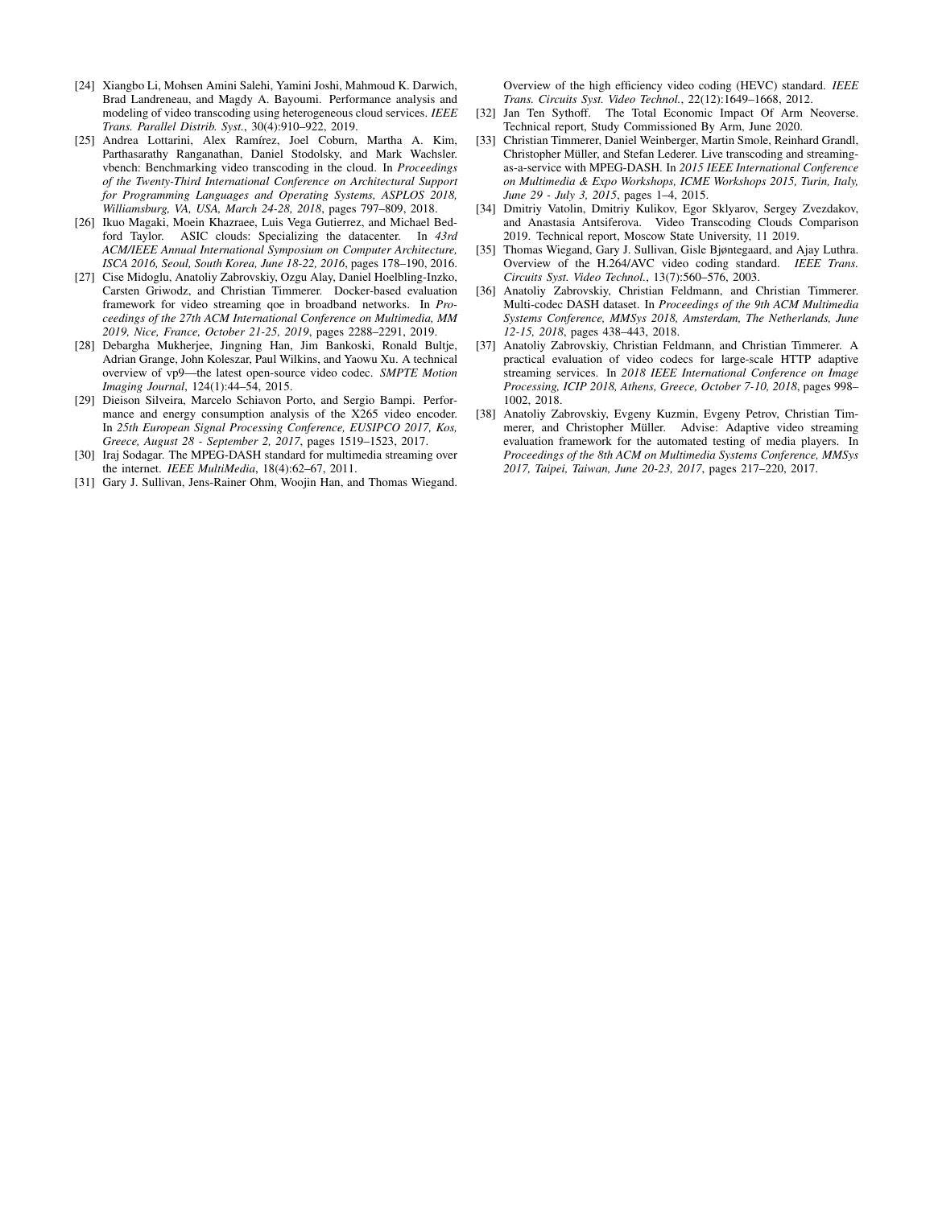[24] Xiangbo Li, Mohsen Amini Salehi, Yamini Joshi, Mahmoud K. Darwich, Brad Landreneau, and Magdy A. Bayoumi. Performance analysis and modeling of video transcoding using heterogeneous cloud services. *IEEE Trans. Parallel Distrib. Syst.*, 30(4):910–922, 2019.

[25] Andrea Lottarini, Alex Ramírez, Joel Coburn, Martha A. Kim, Parthasarathy Ranganathan, Daniel Stodolsky, and Mark Wachsler. vbench: Benchmarking video transcoding in the cloud. In *Proceedings of the Twenty-Third International Conference on Architectural Support for Programming Languages and Operating Systems, ASPLOS 2018, Williamsburg, VA, USA, March 24-28, 2018*, pages 797–809, 2018.

[26] Ikuo Magaki, Moein Khazraee, Luis Vega Gutierrez, and Michael Bedford Taylor. ASIC clouds: Specializing the datacenter. In *43rd ACM/IEEE Annual International Symposium on Computer Architecture, ISCA 2016, Seoul, South Korea, June 18-22, 2016*, pages 178–190, 2016.

[27] Cise Midoglu, Anatoliy Zabrovskiy, Ozgu Alay, Daniel Hoelbling-Inzko, Carsten Griwodz, and Christian Timmerer. Docker-based evaluation framework for video streaming qoe in broadband networks. In *Proceedings of the 27th ACM International Conference on Multimedia, MM 2019, Nice, France, October 21-25, 2019*, pages 2288–2291, 2019.

[28] Debargha Mukherjee, Jingning Han, Jim Bankoski, Ronald Bultje, Adrian Grange, John Koleszar, Paul Wilkins, and Yaowu Xu. A technical overview of vp9—the latest open-source video codec. *SMPTE Motion Imaging Journal*, 124(1):44–54, 2015.

[29] Dieison Silveira, Marcelo Schiavon Porto, and Sergio Bampi. Performance and energy consumption analysis of the X265 video encoder. In *25th European Signal Processing Conference, EUSIPCO 2017, Kos, Greece, August 28 - September 2, 2017*, pages 1519–1523, 2017.

[30] Iraj Sodagar. The MPEG-DASH standard for multimedia streaming over the internet. *IEEE MultiMedia*, 18(4):62–67, 2011.

[31] Gary J. Sullivan, Jens-Rainer Ohm, Woojin Han, and Thomas Wiegand. Overview of the high efficiency video coding (HEVC) standard. *IEEE Trans. Circuits Syst. Video Technol.*, 22(12):1649–1668, 2012.

[32] Jan Ten Sythoff. The Total Economic Impact Of Arm Neoverse. Technical report, Study Commissioned By Arm, June 2020.

[33] Christian Timmerer, Daniel Weinberger, Martin Smole, Reinhard Grandl, Christopher Müller, and Stefan Lederer. Live transcoding and streaming-as-a-service with MPEG-DASH. In *2015 IEEE International Conference on Multimedia & Expo Workshops, ICME Workshops 2015, Turin, Italy, June 29 - July 3, 2015*, pages 1–4, 2015.

[34] Dmitriy Vatolin, Dmitriy Kulikov, Egor Sklyarov, Sergey Zvezdakov, and Anastasia Antsiferova. Video Transcoding Clouds Comparison 2019. Technical report, Moscow State University, 11 2019.

[35] Thomas Wiegand, Gary J. Sullivan, Gisle Bjøntegaard, and Ajay Luthra. Overview of the H.264/AVC video coding standard. *IEEE Trans. Circuits Syst. Video Technol.*, 13(7):560–576, 2003.

[36] Anatoliy Zabrovskiy, Christian Feldmann, and Christian Timmerer. Multi-codec DASH dataset. In *Proceedings of the 9th ACM Multimedia Systems Conference, MMSys 2018, Amsterdam, The Netherlands, June 12-15, 2018*, pages 438–443, 2018.

[37] Anatoliy Zabrovskiy, Christian Feldmann, and Christian Timmerer. A practical evaluation of video codecs for large-scale HTTP adaptive streaming services. In *2018 IEEE International Conference on Image Processing, ICIP 2018, Athens, Greece, October 7-10, 2018*, pages 998–1002, 2018.

[38] Anatoliy Zabrovskiy, Evgeny Kuzmin, Evgeny Petrov, Christian Timmerer, and Christopher Müller. Advise: Adaptive video streaming evaluation framework for the automated testing of media players. In *Proceedings of the 8th ACM on Multimedia Systems Conference, MMSys 2017, Taipei, Taiwan, June 20-23, 2017*, pages 217–220, 2017.